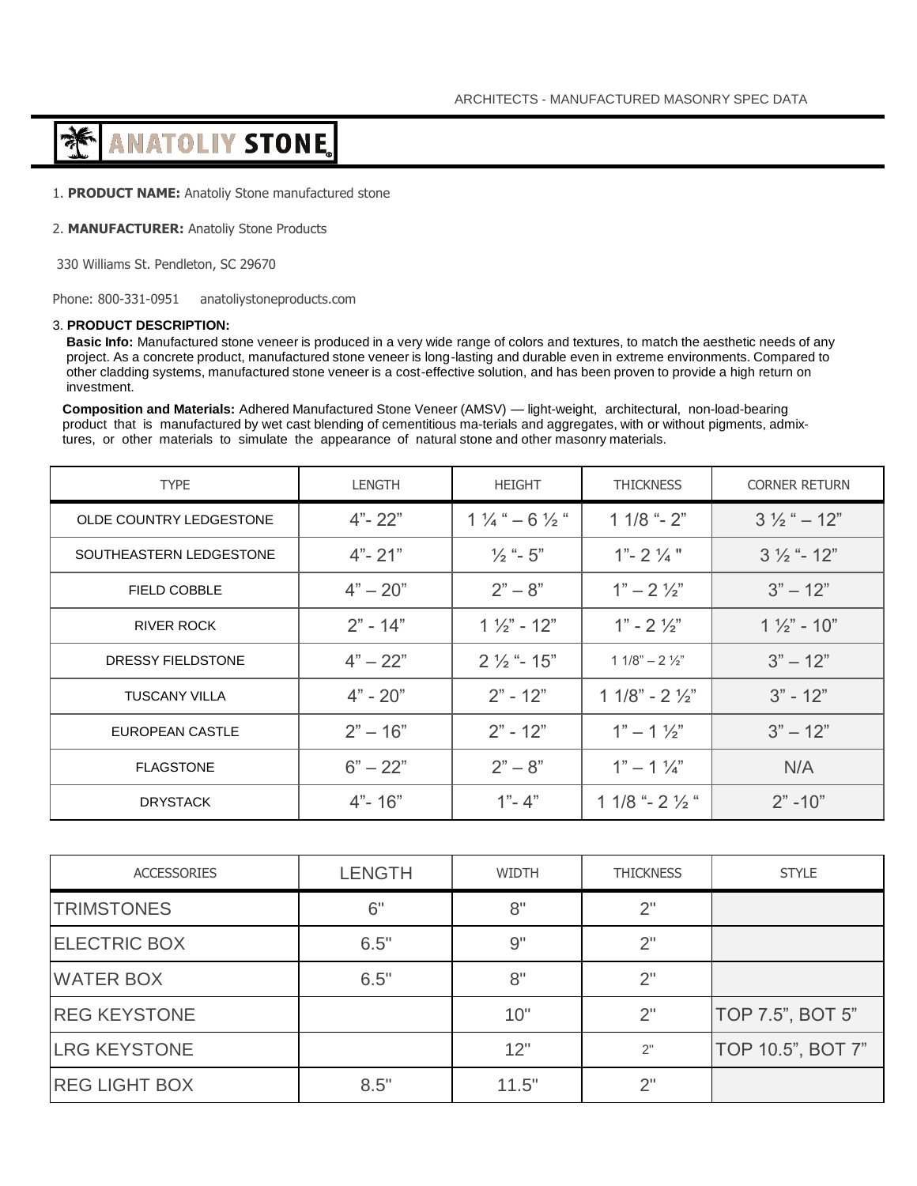ARCHITECTS - MANUFACTURED MASONRY SPEC DATA

# ANATOLIY STONE

1. **PRODUCT NAME:** Anatoliy Stone manufactured stone

2. **MANUFACTURER:** Anatoliy Stone Products

330 Williams St. Pendleton, SC 29670

Phone: 800-331-0951    anatoliystoneproducts.com

3. **PRODUCT DESCRIPTION:**

**Basic Info:** Manufactured stone veneer is produced in a very wide range of colors and textures, to match the aesthetic needs of any project. As a concrete product, manufactured stone veneer is long-lasting and durable even in extreme environments. Compared to other cladding systems, manufactured stone veneer is a cost-effective solution, and has been proven to provide a high return on investment.

**Composition and Materials:** Adhered Manufactured Stone Veneer (AMSV) — light-weight, architectural, non-load-bearing product that is manufactured by wet cast blending of cementitious ma-terials and aggregates, with or without pigments, admix-tures, or other materials to simulate the appearance of natural stone and other masonry materials.

| TYPE | LENGTH | HEIGHT | THICKNESS | CORNER RETURN |
|---|---|---|---|---|
| OLDE COUNTRY LEDGESTONE | 4"- 22" | 1 ¼ " – 6 ½ " | 1 1/8 "- 2" | 3 ½ " – 12" |
| SOUTHEASTERN LEDGESTONE | 4"- 21" | ½ "- 5" | 1"- 2 ¼ " | 3 ½ "- 12" |
| FIELD COBBLE | 4" – 20" | 2" – 8" | 1" – 2 ½" | 3" – 12" |
| RIVER ROCK | 2" - 14" | 1 ½" - 12" | 1" - 2 ½" | 1 ½" - 10" |
| DRESSY FIELDSTONE | 4" – 22" | 2 ½ "- 15" | 1 1/8" – 2 ½" | 3" – 12" |
| TUSCANY VILLA | 4" - 20" | 2" - 12" | 1 1/8" - 2 ½" | 3" - 12" |
| EUROPEAN CASTLE | 2" – 16" | 2" - 12" | 1" – 1 ½" | 3" – 12" |
| FLAGSTONE | 6" – 22" | 2" – 8" | 1" – 1 ¼" | N/A |
| DRYSTACK | 4"- 16" | 1"- 4" | 1 1/8 "- 2 ½ " | 2" -10" |

| ACCESSORIES | LENGTH | WIDTH | THICKNESS | STYLE |
|---|---|---|---|---|
| TRIMSTONES | 6" | 8" | 2" | |
| ELECTRIC BOX | 6.5" | 9" | 2" | |
| WATER BOX | 6.5" | 8" | 2" | |
| REG KEYSTONE | | 10" | 2" | TOP 7.5", BOT 5" |
| LRG KEYSTONE | | 12" | 2" | TOP 10.5", BOT 7" |
| REG LIGHT BOX | 8.5" | 11.5" | 2" | |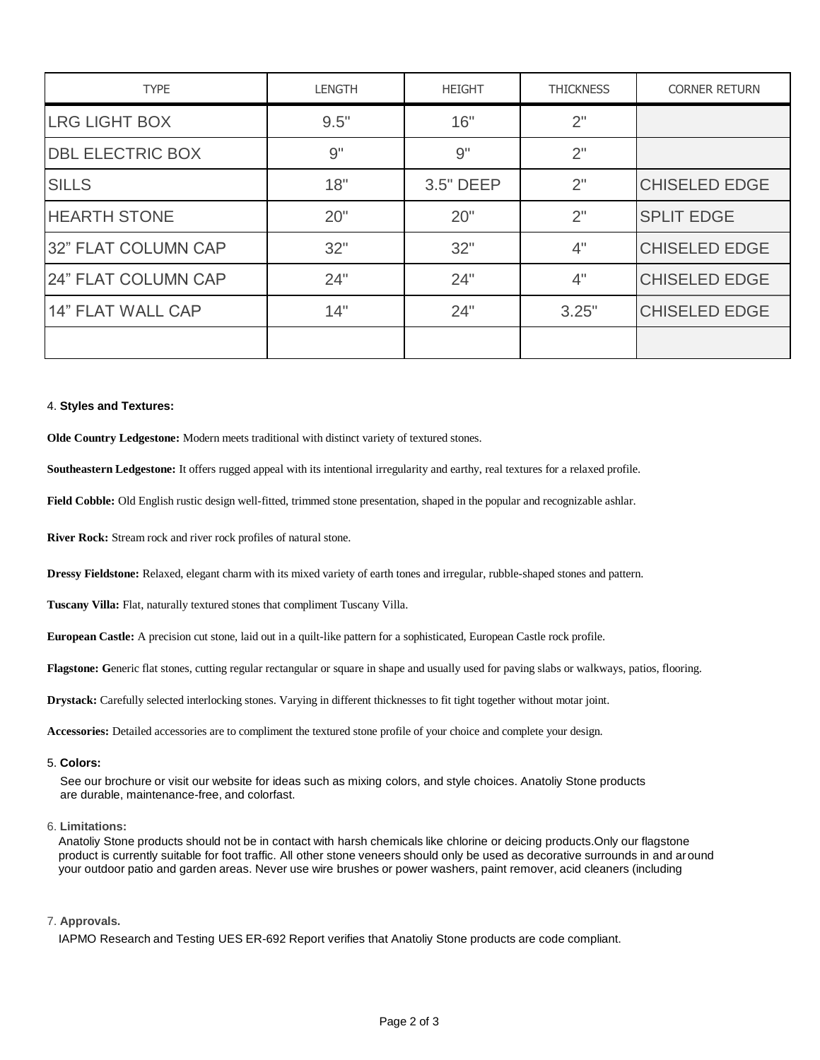| TYPE | LENGTH | HEIGHT | THICKNESS | CORNER RETURN |
| --- | --- | --- | --- | --- |
| LRG LIGHT BOX | 9.5" | 16" | 2" | |
| DBL ELECTRIC BOX | 9" | 9" | 2" | |
| SILLS | 18" | 3.5" DEEP | 2" | CHISELED EDGE |
| HEARTH STONE | 20" | 20" | 2" | SPLIT EDGE |
| 32" FLAT COLUMN CAP | 32" | 32" | 4" | CHISELED EDGE |
| 24" FLAT COLUMN CAP | 24" | 24" | 4" | CHISELED EDGE |
| 14" FLAT WALL CAP | 14" | 24" | 3.25" | CHISELED EDGE |
| | | | | |

4. **Styles and Textures:**

**Olde Country Ledgestone:** Modern meets traditional with distinct variety of textured stones.

**Southeastern Ledgestone:** It offers rugged appeal with its intentional irregularity and earthy, real textures for a relaxed profile.

**Field Cobble:** Old English rustic design well-fitted, trimmed stone presentation, shaped in the popular and recognizable ashlar.

**River Rock:** Stream rock and river rock profiles of natural stone.

**Dressy Fieldstone:** Relaxed, elegant charm with its mixed variety of earth tones and irregular, rubble-shaped stones and pattern.

**Tuscany Villa:** Flat, naturally textured stones that compliment Tuscany Villa.

**European Castle:** A precision cut stone, laid out in a quilt-like pattern for a sophisticated, European Castle rock profile.

**Flagstone: G**eneric flat stones, cutting regular rectangular or square in shape and usually used for paving slabs or walkways, patios, flooring.

**Drystack:** Carefully selected interlocking stones. Varying in different thicknesses to fit tight together without motar joint.

**Accessories:** Detailed accessories are to compliment the textured stone profile of your choice and complete your design.

5. **Colors:**

See our brochure or visit our website for ideas such as mixing colors, and style choices. Anatoliy Stone products are durable, maintenance-free, and colorfast.

6. **Limitations:**

Anatoliy Stone products should not be in contact with harsh chemicals like chlorine or deicing products.Only our flagstone product is currently suitable for foot traffic. All other stone veneers should only be used as decorative surrounds in and around your outdoor patio and garden areas. Never use wire brushes or power washers, paint remover, acid cleaners (including

7. **Approvals.**

IAPMO Research and Testing UES ER-692 Report verifies that Anatoliy Stone products are code compliant.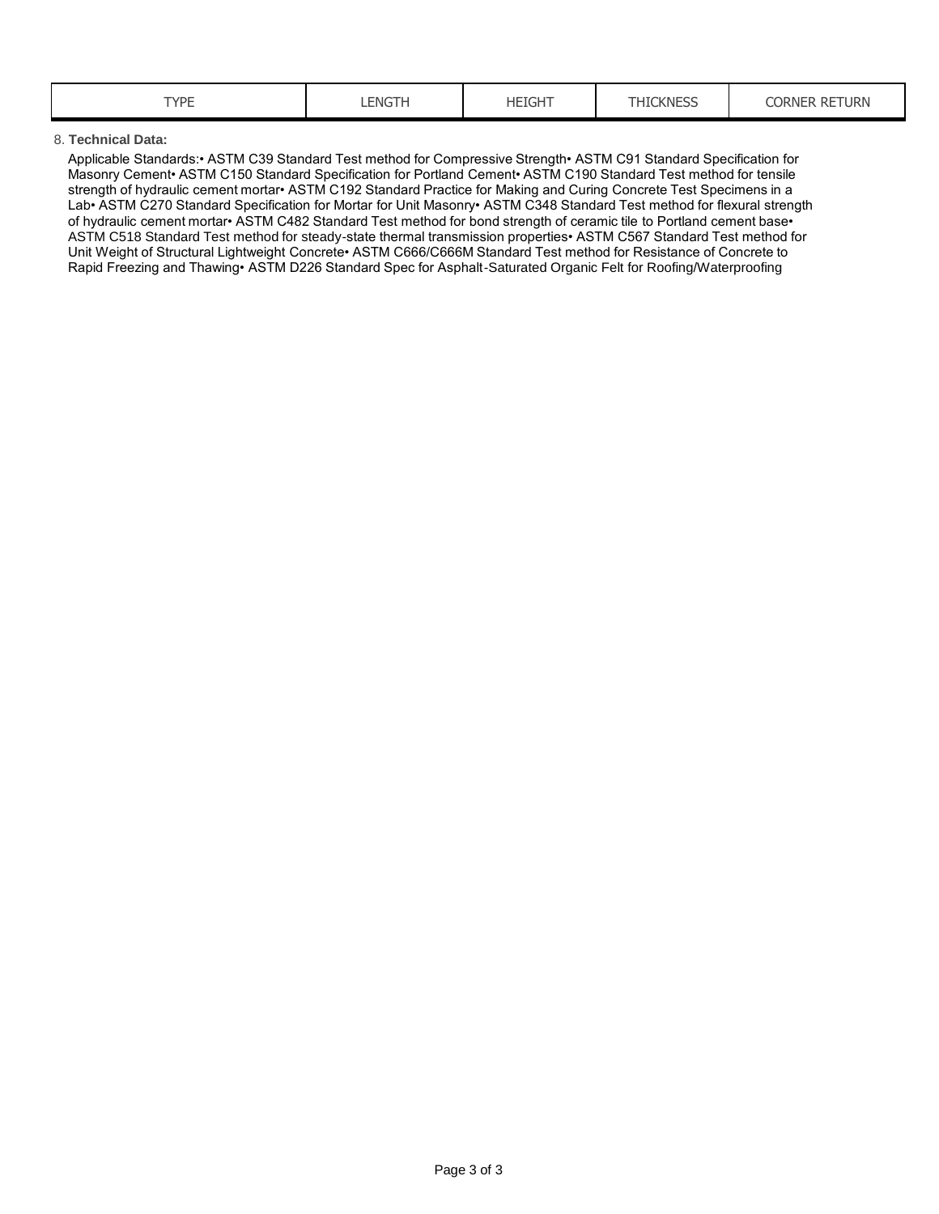| TYPE | LENGTH | HEIGHT | THICKNESS | CORNER RETURN |
| --- | --- | --- | --- | --- |

8. **Technical Data:**

Applicable Standards:• ASTM C39 Standard Test method for Compressive Strength• ASTM C91 Standard Specification for Masonry Cement• ASTM C150 Standard Specification for Portland Cement• ASTM C190 Standard Test method for tensile strength of hydraulic cement mortar• ASTM C192 Standard Practice for Making and Curing Concrete Test Specimens in a Lab• ASTM C270 Standard Specification for Mortar for Unit Masonry• ASTM C348 Standard Test method for flexural strength of hydraulic cement mortar• ASTM C482 Standard Test method for bond strength of ceramic tile to Portland cement base• ASTM C518 Standard Test method for steady-state thermal transmission properties• ASTM C567 Standard Test method for Unit Weight of Structural Lightweight Concrete• ASTM C666/C666M Standard Test method for Resistance of Concrete to Rapid Freezing and Thawing• ASTM D226 Standard Spec for Asphalt-Saturated Organic Felt for Roofing/Waterproofing